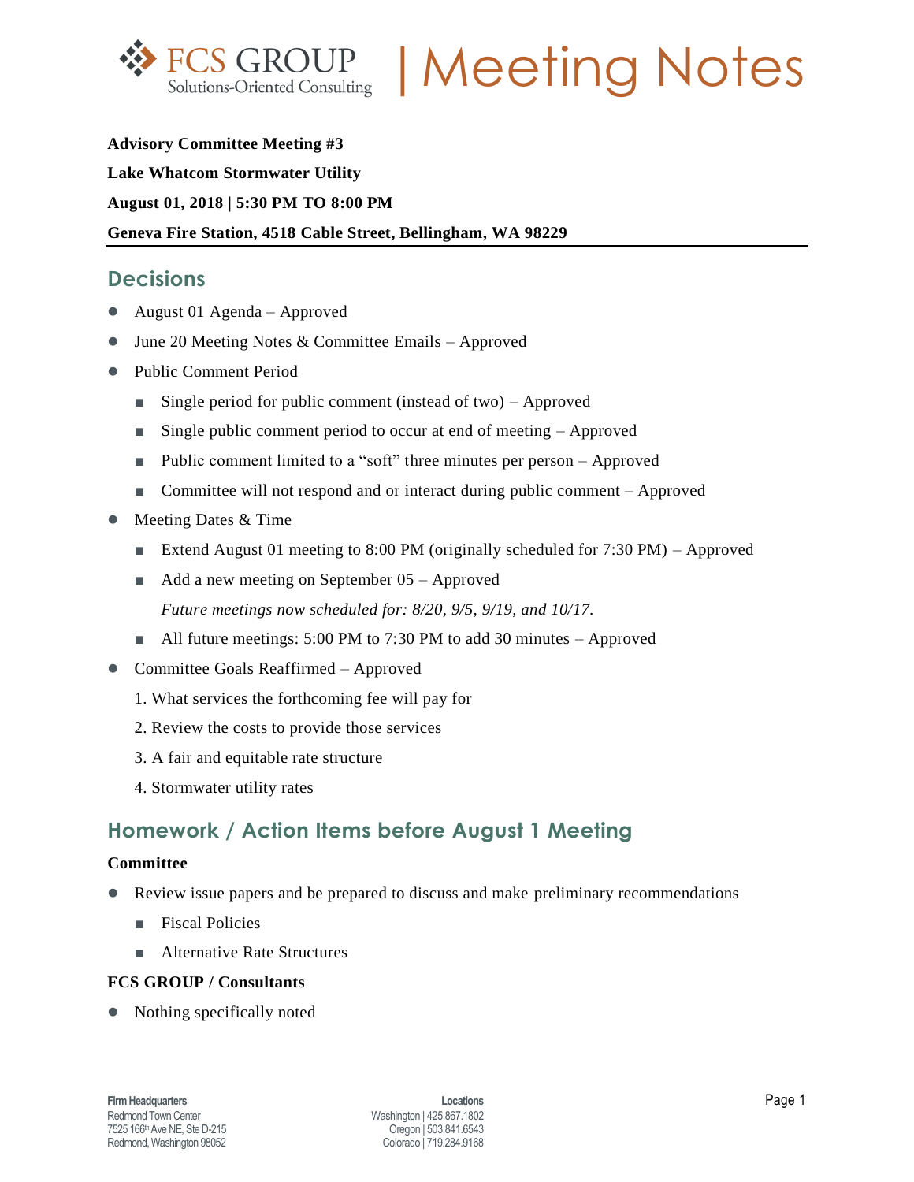# FCS GROUP | Meeting Notes

**Advisory Committee Meeting #3**

**Lake Whatcom Stormwater Utility**

**August 01, 2018 | 5:30 PM TO 8:00 PM**

**Geneva Fire Station, 4518 Cable Street, Bellingham, WA 98229**

## Decisions

- August 01 Agenda – Approved
- June 20 Meeting Notes & Committee Emails – Approved
- Public Comment Period
  - Single period for public comment (instead of two) – Approved
  - Single public comment period to occur at end of meeting – Approved
  - Public comment limited to a “soft” three minutes per person – Approved
  - Committee will not respond and or interact during public comment – Approved
- Meeting Dates & Time
  - Extend August 01 meeting to 8:00 PM (originally scheduled for 7:30 PM) – Approved
  - Add a new meeting on September 05 – Approved

    *Future meetings now scheduled for: 8/20, 9/5, 9/19, and 10/17.*
  - All future meetings: 5:00 PM to 7:30 PM to add 30 minutes – Approved
- Committee Goals Reaffirmed – Approved
  1. What services the forthcoming fee will pay for
  2. Review the costs to provide those services
  3. A fair and equitable rate structure
  4. Stormwater utility rates

## Homework / Action Items before August 1 Meeting

**Committee**

- Review issue papers and be prepared to discuss and make preliminary recommendations
  - Fiscal Policies
  - Alternative Rate Structures

**FCS GROUP / Consultants**

- Nothing specifically noted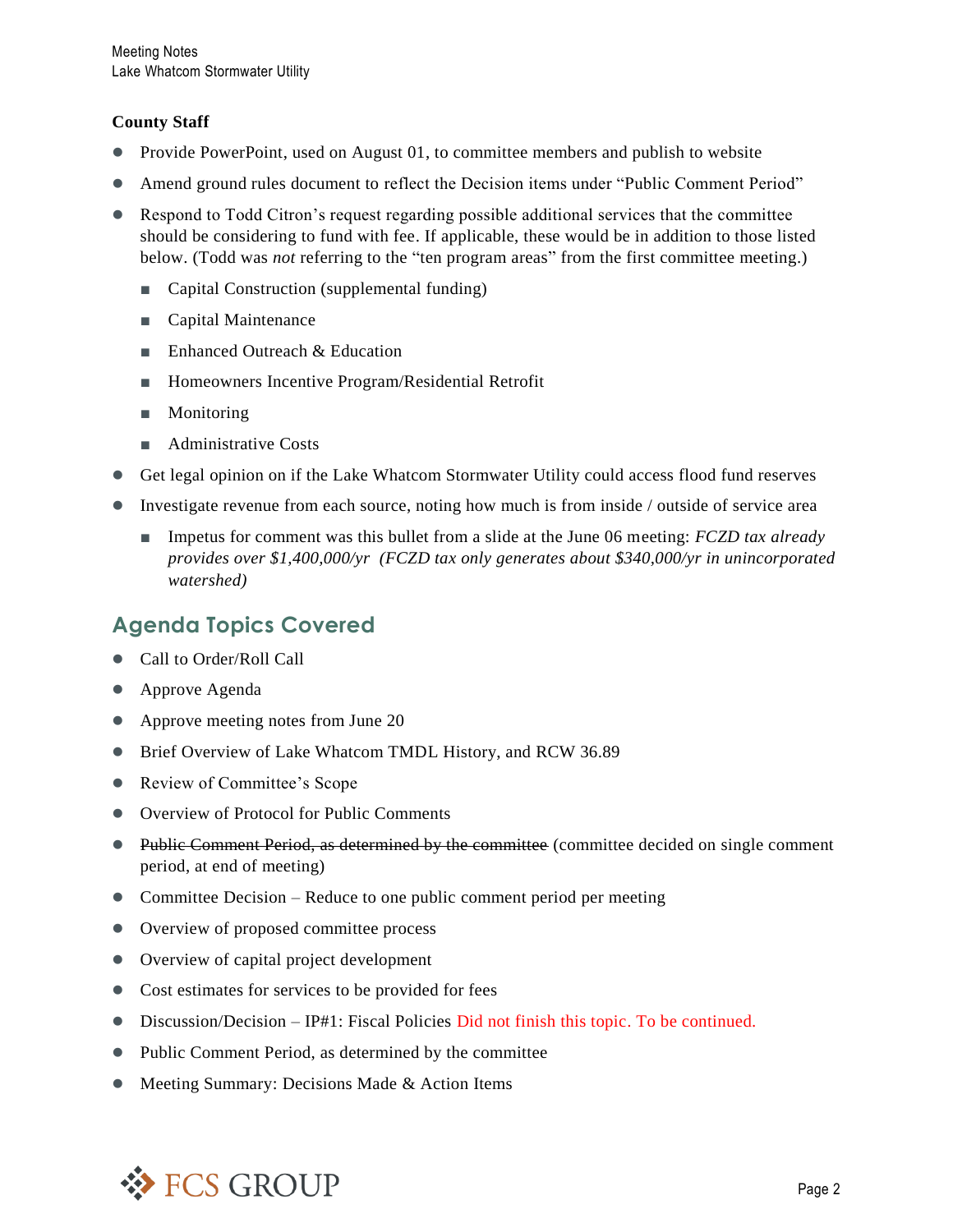**County Staff**

- Provide PowerPoint, used on August 01, to committee members and publish to website
- Amend ground rules document to reflect the Decision items under "Public Comment Period"
- Respond to Todd Citron's request regarding possible additional services that the committee should be considering to fund with fee. If applicable, these would be in addition to those listed below. (Todd was *not* referring to the "ten program areas" from the first committee meeting.)
  - Capital Construction (supplemental funding)
  - Capital Maintenance
  - Enhanced Outreach & Education
  - Homeowners Incentive Program/Residential Retrofit
  - Monitoring
  - Administrative Costs
- Get legal opinion on if the Lake Whatcom Stormwater Utility could access flood fund reserves
- Investigate revenue from each source, noting how much is from inside / outside of service area
  - Impetus for comment was this bullet from a slide at the June 06 meeting: *FCZD tax already provides over $1,400,000/yr (FCZD tax only generates about $340,000/yr in unincorporated watershed)*

## Agenda Topics Covered

- Call to Order/Roll Call
- Approve Agenda
- Approve meeting notes from June 20
- Brief Overview of Lake Whatcom TMDL History, and RCW 36.89
- Review of Committee's Scope
- Overview of Protocol for Public Comments
- ~~Public Comment Period, as determined by the committee~~ (committee decided on single comment period, at end of meeting)
- Committee Decision – Reduce to one public comment period per meeting
- Overview of proposed committee process
- Overview of capital project development
- Cost estimates for services to be provided for fees
- Discussion/Decision – IP#1: Fiscal Policies Did not finish this topic. To be continued.
- Public Comment Period, as determined by the committee
- Meeting Summary: Decisions Made & Action Items